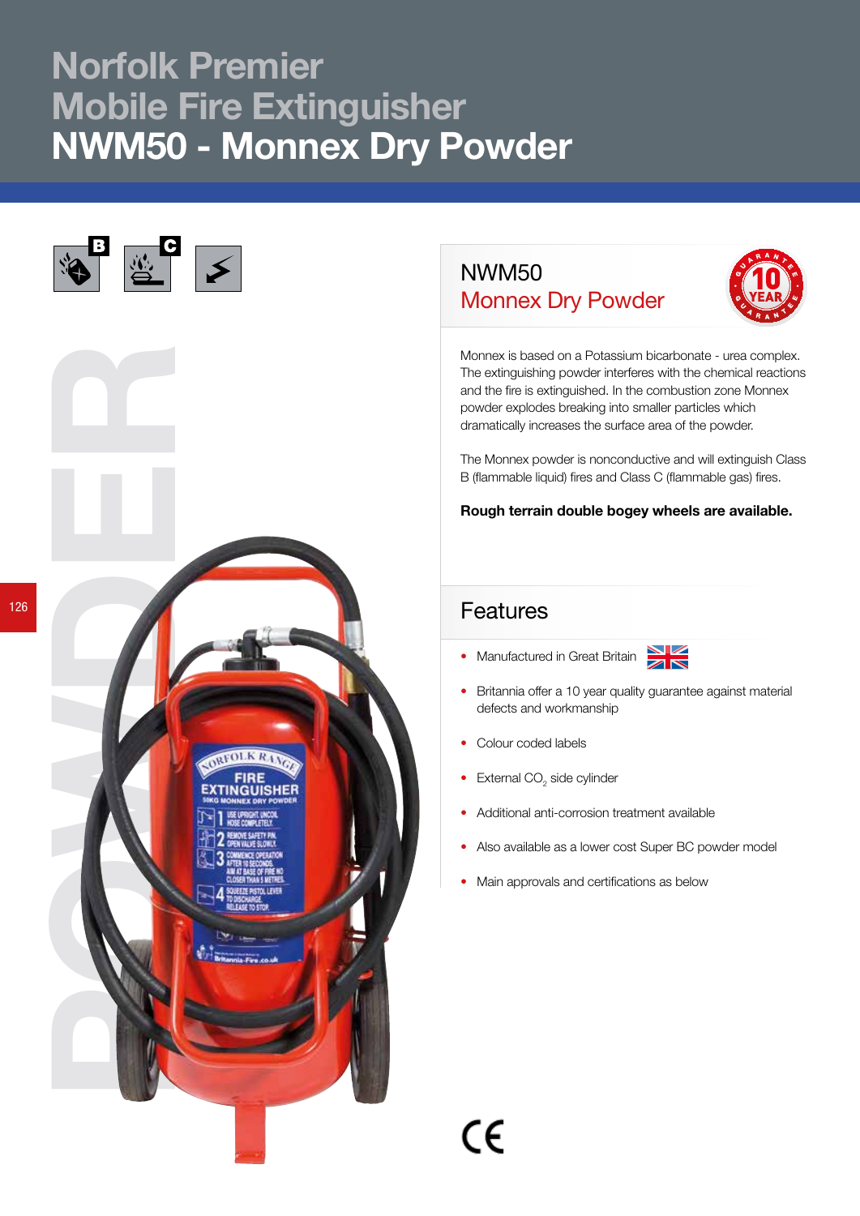# Norfolk Premier Mobile Fire Extinguisher

# NWM50 - Monnex Dry Powder

## NWM50

## Monnex Dry Powder

Monnex is based on a Potassium bicarbonate - urea complex. The extinguishing powder interferes with the chemical reactions and the fire is extinguished. In the combustion zone Monnex powder explodes breaking into smaller particles which dramatically increases the surface area of the powder.

The Monnex powder is nonconductive and will extinguish Class B (flammable liquid) fires and Class C (flammable gas) fires.

**Rough terrain double bogey wheels are available.**

## Features

- Manufactured in Great Britain
- Britannia offer a 10 year quality guarantee against material defects and workmanship
- Colour coded labels
- External $CO_2$ side cylinder
- Additional anti-corrosion treatment available
- Also available as a lower cost Super BC powder model
- Main approvals and certifications as below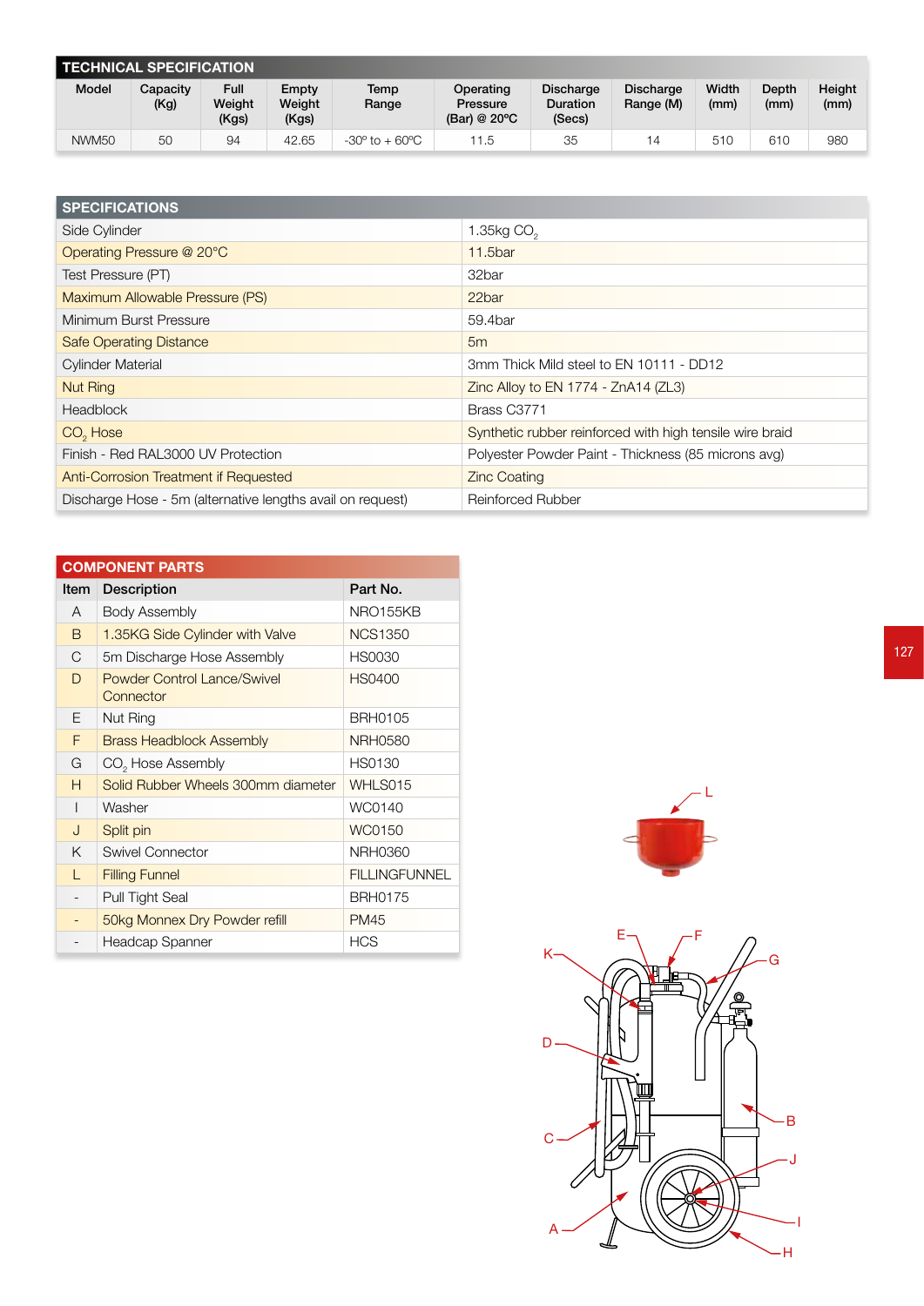## TECHNICAL SPECIFICATION

| Model | Capacity (Kg) | Full Weight (Kgs) | Empty Weight (Kgs) | Temp Range | Operating Pressure (Bar) @ 20°C | Discharge Duration (Secs) | Discharge Range (M) | Width (mm) | Depth (mm) | Height (mm) |
|---|---|---|---|---|---|---|---|---|---|---|
| NWM50 | 50 | 94 | 42.65 | -30° to + 60°C | 11.5 | 35 | 14 | 510 | 610 | 980 |

## SPECIFICATIONS

| | |
|---|---|
| Side Cylinder | 1.35kg $CO_2$ |
| Operating Pressure @ 20°C | 11.5bar |
| Test Pressure (PT) | 32bar |
| Maximum Allowable Pressure (PS) | 22bar |
| Minimum Burst Pressure | 59.4bar |
| Safe Operating Distance | 5m |
| Cylinder Material | 3mm Thick Mild steel to EN 10111 - DD12 |
| Nut Ring | Zinc Alloy to EN 1774 - ZnA14 (ZL3) |
| Headblock | Brass C3771 |
| $CO_2$ Hose | Synthetic rubber reinforced with high tensile wire braid |
| Finish - Red RAL3000 UV Protection | Polyester Powder Paint - Thickness (85 microns avg) |
| Anti-Corrosion Treatment if Requested | Zinc Coating |
| Discharge Hose - 5m (alternative lengths avail on request) | Reinforced Rubber |

## COMPONENT PARTS

| Item | Description | Part No. |
|---|---|---|
| A | Body Assembly | NRO155KB |
| B | 1.35KG Side Cylinder with Valve | NCS1350 |
| C | 5m Discharge Hose Assembly | HS0030 |
| D | Powder Control Lance/Swivel Connector | HS0400 |
| E | Nut Ring | BRH0105 |
| F | Brass Headblock Assembly | NRH0580 |
| G | $CO_2$ Hose Assembly | HS0130 |
| H | Solid Rubber Wheels 300mm diameter | WHLS015 |
| I | Washer | WC0140 |
| J | Split pin | WC0150 |
| K | Swivel Connector | NRH0360 |
| L | Filling Funnel | FILLINGFUNNEL |
| - | Pull Tight Seal | BRH0175 |
| - | 50kg Monnex Dry Powder refill | PM45 |
| - | Headcap Spanner | HCS |